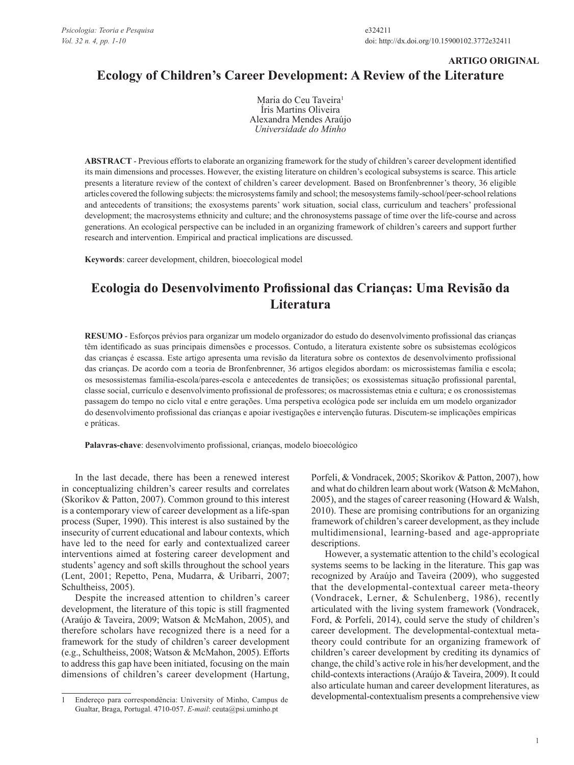ARTIGO ORIGINAL

# Ecology of Children's Career Development: A Review of the Literature

Maria do Ceu Taveira[1]
Íris Martins Oliveira
Alexandra Mendes Araújo
*Universidade do Minho*

**ABSTRACT** - Previous efforts to elaborate an organizing framework for the study of children's career development identified its main dimensions and processes. However, the existing literature on children's ecological subsystems is scarce. This article presents a literature review of the context of children's career development. Based on Bronfenbrenner's theory, 36 eligible articles covered the following subjects: the microsystems family and school; the mesosystems family-school/peer-school relations and antecedents of transitions; the exosystems parents' work situation, social class, curriculum and teachers' professional development; the macrosystems ethnicity and culture; and the chronosystems passage of time over the life-course and across generations. An ecological perspective can be included in an organizing framework of children's careers and support further research and intervention. Empirical and practical implications are discussed.

**Keywords**: career development, children, bioecological model

# Ecologia do Desenvolvimento Profissional das Crianças: Uma Revisão da Literatura

**RESUMO** - Esforços prévios para organizar um modelo organizador do estudo do desenvolvimento profissional das crianças têm identificado as suas principais dimensões e processos. Contudo, a literatura existente sobre os subsistemas ecológicos das crianças é escassa. Este artigo apresenta uma revisão da literatura sobre os contextos de desenvolvimento profissional das crianças. De acordo com a teoria de Bronfenbrenner, 36 artigos elegidos abordam: os microssistemas família e escola; os mesossistemas família-escola/pares-escola e antecedentes de transições; os exossistemas situação profissional parental, classe social, currículo e desenvolvimento profissional de professores; os macrossistemas etnia e cultura; e os cronossistemas passagem do tempo no ciclo vital e entre gerações. Uma perspetiva ecológica pode ser incluída em um modelo organizador do desenvolvimento profissional das crianças e apoiar ivestigações e intervenção futuras. Discutem-se implicações empíricas e práticas.

**Palavras-chave**: desenvolvimento profissional, crianças, modelo bioecológico

In the last decade, there has been a renewed interest in conceptualizing children's career results and correlates (Skorikov & Patton, 2007). Common ground to this interest is a contemporary view of career development as a life-span process (Super, 1990). This interest is also sustained by the insecurity of current educational and labour contexts, which have led to the need for early and contextualized career interventions aimed at fostering career development and students' agency and soft skills throughout the school years (Lent, 2001; Repetto, Pena, Mudarra, & Uribarri, 2007; Schultheiss, 2005).

Despite the increased attention to children's career development, the literature of this topic is still fragmented (Araújo & Taveira, 2009; Watson & McMahon, 2005), and therefore scholars have recognized there is a need for a framework for the study of children's career development (e.g., Schultheiss, 2008; Watson & McMahon, 2005). Efforts to address this gap have been initiated, focusing on the main dimensions of children's career development (Hartung, Porfeli, & Vondracek, 2005; Skorikov & Patton, 2007), how and what do children learn about work (Watson & McMahon, 2005), and the stages of career reasoning (Howard & Walsh, 2010). These are promising contributions for an organizing framework of children's career development, as they include multidimensional, learning-based and age-appropriate descriptions.

However, a systematic attention to the child's ecological systems seems to be lacking in the literature. This gap was recognized by Araújo and Taveira (2009), who suggested that the developmental-contextual career meta-theory (Vondracek, Lerner, & Schulenberg, 1986), recently articulated with the living system framework (Vondracek, Ford, & Porfeli, 2014), could serve the study of children's career development. The developmental-contextual meta-theory could contribute for an organizing framework of children's career development by crediting its dynamics of change, the child's active role in his/her development, and the child-contexts interactions (Araújo & Taveira, 2009). It could also articulate human and career development literatures, as developmental-contextualism presents a comprehensive view

[1] Endereço para correspondência: University of Minho, Campus de Gualtar, Braga, Portugal. 4710-057. *E-mail*: ceuta@psi.uminho.pt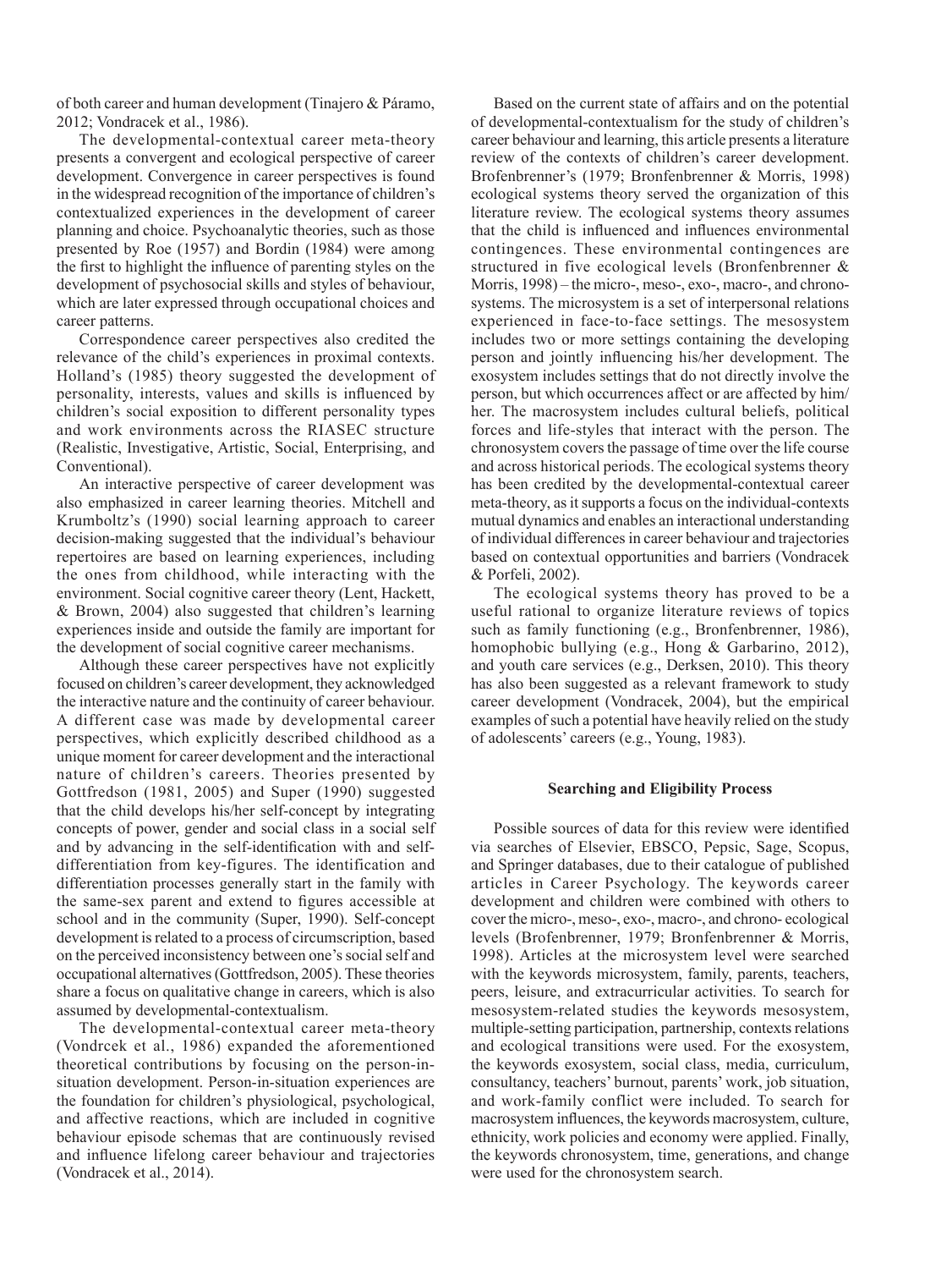of both career and human development (Tinajero & Páramo, 2012; Vondracek et al., 1986).

The developmental-contextual career meta-theory presents a convergent and ecological perspective of career development. Convergence in career perspectives is found in the widespread recognition of the importance of children's contextualized experiences in the development of career planning and choice. Psychoanalytic theories, such as those presented by Roe (1957) and Bordin (1984) were among the first to highlight the influence of parenting styles on the development of psychosocial skills and styles of behaviour, which are later expressed through occupational choices and career patterns.

Correspondence career perspectives also credited the relevance of the child's experiences in proximal contexts. Holland's (1985) theory suggested the development of personality, interests, values and skills is influenced by children's social exposition to different personality types and work environments across the RIASEC structure (Realistic, Investigative, Artistic, Social, Enterprising, and Conventional).

An interactive perspective of career development was also emphasized in career learning theories. Mitchell and Krumboltz's (1990) social learning approach to career decision-making suggested that the individual's behaviour repertoires are based on learning experiences, including the ones from childhood, while interacting with the environment. Social cognitive career theory (Lent, Hackett, & Brown, 2004) also suggested that children's learning experiences inside and outside the family are important for the development of social cognitive career mechanisms.

Although these career perspectives have not explicitly focused on children's career development, they acknowledged the interactive nature and the continuity of career behaviour. A different case was made by developmental career perspectives, which explicitly described childhood as a unique moment for career development and the interactional nature of children's careers. Theories presented by Gottfredson (1981, 2005) and Super (1990) suggested that the child develops his/her self-concept by integrating concepts of power, gender and social class in a social self and by advancing in the self-identification with and self-differentiation from key-figures. The identification and differentiation processes generally start in the family with the same-sex parent and extend to figures accessible at school and in the community (Super, 1990). Self-concept development is related to a process of circumscription, based on the perceived inconsistency between one's social self and occupational alternatives (Gottfredson, 2005). These theories share a focus on qualitative change in careers, which is also assumed by developmental-contextualism.

The developmental-contextual career meta-theory (Vondrcek et al., 1986) expanded the aforementioned theoretical contributions by focusing on the person-in-situation development. Person-in-situation experiences are the foundation for children's physiological, psychological, and affective reactions, which are included in cognitive behaviour episode schemas that are continuously revised and influence lifelong career behaviour and trajectories (Vondracek et al., 2014).

Based on the current state of affairs and on the potential of developmental-contextualism for the study of children's career behaviour and learning, this article presents a literature review of the contexts of children's career development. Brofenbrenner's (1979; Bronfenbrenner & Morris, 1998) ecological systems theory served the organization of this literature review. The ecological systems theory assumes that the child is influenced and influences environmental contingencies. These environmental contingencies are structured in five ecological levels (Bronfenbrenner & Morris, 1998) – the micro-, meso-, exo-, macro-, and chrono-systems. The microsystem is a set of interpersonal relations experienced in face-to-face settings. The mesosystem includes two or more settings containing the developing person and jointly influencing his/her development. The exosystem includes settings that do not directly involve the person, but which occurrences affect or are affected by him/her. The macrosystem includes cultural beliefs, political forces and life-styles that interact with the person. The chronosystem covers the passage of time over the life course and across historical periods. The ecological systems theory has been credited by the developmental-contextual career meta-theory, as it supports a focus on the individual-contexts mutual dynamics and enables an interactional understanding of individual differences in career behaviour and trajectories based on contextual opportunities and barriers (Vondracek & Porfeli, 2002).

The ecological systems theory has proved to be a useful rational to organize literature reviews of topics such as family functioning (e.g., Bronfenbrenner, 1986), homophobic bullying (e.g., Hong & Garbarino, 2012), and youth care services (e.g., Derksen, 2010). This theory has also been suggested as a relevant framework to study career development (Vondracek, 2004), but the empirical examples of such a potential have heavily relied on the study of adolescents' careers (e.g., Young, 1983).

## Searching and Eligibility Process

Possible sources of data for this review were identified via searches of Elsevier, EBSCO, Pepsic, Sage, Scopus, and Springer databases, due to their catalogue of published articles in Career Psychology. The keywords career development and children were combined with others to cover the micro-, meso-, exo-, macro-, and chrono- ecological levels (Brofenbrenner, 1979; Bronfenbrenner & Morris, 1998). Articles at the microsystem level were searched with the keywords microsystem, family, parents, teachers, peers, leisure, and extracurricular activities. To search for mesosystem-related studies the keywords mesosystem, multiple-setting participation, partnership, contexts relations and ecological transitions were used. For the exosystem, the keywords exosystem, social class, media, curriculum, consultancy, teachers' burnout, parents' work, job situation, and work-family conflict were included. To search for macrosystem influences, the keywords macrosystem, culture, ethnicity, work policies and economy were applied. Finally, the keywords chronosystem, time, generations, and change were used for the chronosystem search.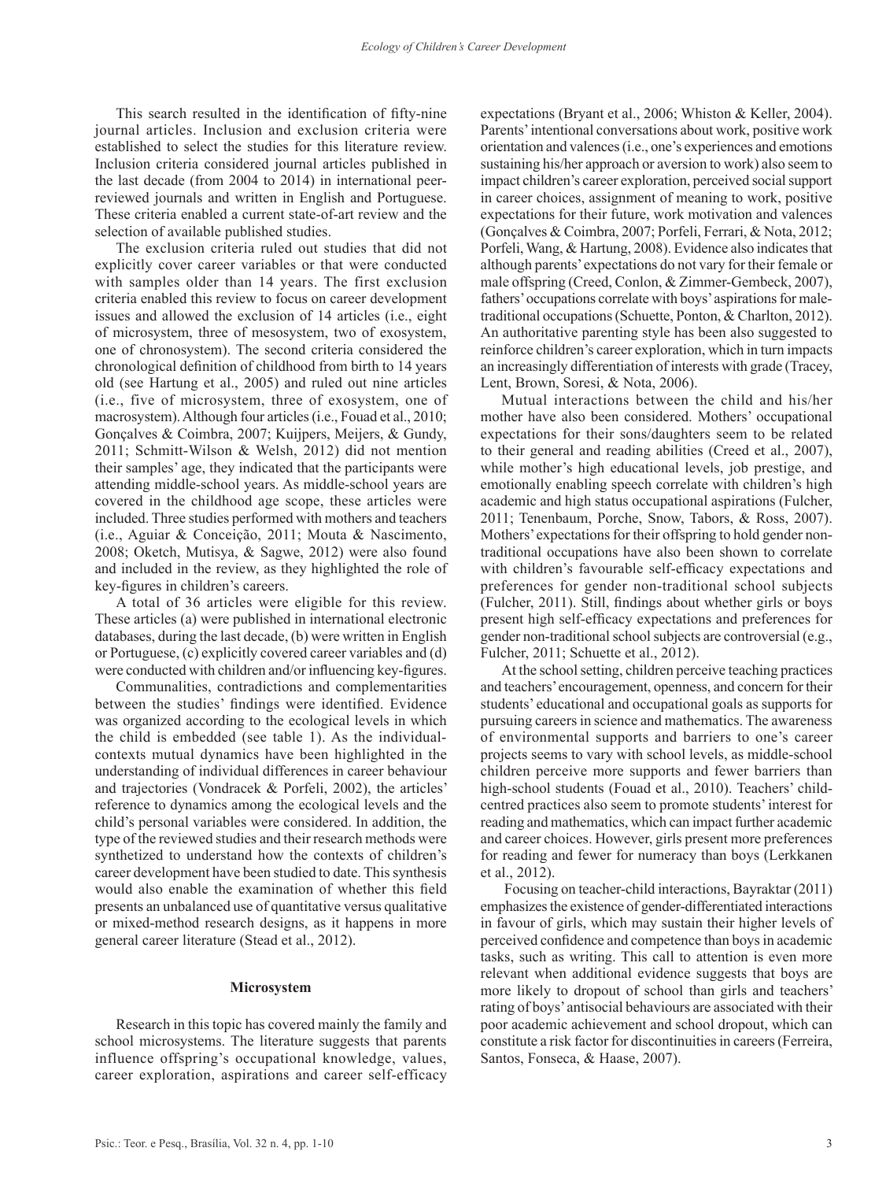This search resulted in the identification of fifty-nine journal articles. Inclusion and exclusion criteria were established to select the studies for this literature review. Inclusion criteria considered journal articles published in the last decade (from 2004 to 2014) in international peer-reviewed journals and written in English and Portuguese. These criteria enabled a current state-of-art review and the selection of available published studies.

The exclusion criteria ruled out studies that did not explicitly cover career variables or that were conducted with samples older than 14 years. The first exclusion criteria enabled this review to focus on career development issues and allowed the exclusion of 14 articles (i.e., eight of microsystem, three of mesosystem, two of exosystem, one of chronosystem). The second criteria considered the chronological definition of childhood from birth to 14 years old (see Hartung et al., 2005) and ruled out nine articles (i.e., five of microsystem, three of exosystem, one of macrosystem). Although four articles (i.e., Fouad et al., 2010; Gonçalves & Coimbra, 2007; Kuijpers, Meijers, & Gundy, 2011; Schmitt-Wilson & Welsh, 2012) did not mention their samples' age, they indicated that the participants were attending middle-school years. As middle-school years are covered in the childhood age scope, these articles were included. Three studies performed with mothers and teachers (i.e., Aguiar & Conceição, 2011; Mouta & Nascimento, 2008; Oketch, Mutisya, & Sagwe, 2012) were also found and included in the review, as they highlighted the role of key-figures in children's careers.

A total of 36 articles were eligible for this review. These articles (a) were published in international electronic databases, during the last decade, (b) were written in English or Portuguese, (c) explicitly covered career variables and (d) were conducted with children and/or influencing key-figures.

Communalities, contradictions and complementarities between the studies' findings were identified. Evidence was organized according to the ecological levels in which the child is embedded (see table 1). As the individual-contexts mutual dynamics have been highlighted in the understanding of individual differences in career behaviour and trajectories (Vondracek & Porfeli, 2002), the articles' reference to dynamics among the ecological levels and the child's personal variables were considered. In addition, the type of the reviewed studies and their research methods were synthetized to understand how the contexts of children's career development have been studied to date. This synthesis would also enable the examination of whether this field presents an unbalanced use of quantitative versus qualitative or mixed-method research designs, as it happens in more general career literature (Stead et al., 2012).

## Microsystem

Research in this topic has covered mainly the family and school microsystems. The literature suggests that parents influence offspring's occupational knowledge, values, career exploration, aspirations and career self-efficacy expectations (Bryant et al., 2006; Whiston & Keller, 2004). Parents' intentional conversations about work, positive work orientation and valences (i.e., one's experiences and emotions sustaining his/her approach or aversion to work) also seem to impact children's career exploration, perceived social support in career choices, assignment of meaning to work, positive expectations for their future, work motivation and valences (Gonçalves & Coimbra, 2007; Porfeli, Ferrari, & Nota, 2012; Porfeli, Wang, & Hartung, 2008). Evidence also indicates that although parents' expectations do not vary for their female or male offspring (Creed, Conlon, & Zimmer-Gembeck, 2007), fathers' occupations correlate with boys' aspirations for male-traditional occupations (Schuette, Ponton, & Charlton, 2012). An authoritative parenting style has been also suggested to reinforce children's career exploration, which in turn impacts an increasingly differentiation of interests with grade (Tracey, Lent, Brown, Soresi, & Nota, 2006).

Mutual interactions between the child and his/her mother have also been considered. Mothers' occupational expectations for their sons/daughters seem to be related to their general and reading abilities (Creed et al., 2007), while mother's high educational levels, job prestige, and emotionally enabling speech correlate with children's high academic and high status occupational aspirations (Fulcher, 2011; Tenenbaum, Porche, Snow, Tabors, & Ross, 2007). Mothers' expectations for their offspring to hold gender non-traditional occupations have also been shown to correlate with children's favourable self-efficacy expectations and preferences for gender non-traditional school subjects (Fulcher, 2011). Still, findings about whether girls or boys present high self-efficacy expectations and preferences for gender non-traditional school subjects are controversial (e.g., Fulcher, 2011; Schuette et al., 2012).

At the school setting, children perceive teaching practices and teachers' encouragement, openness, and concern for their students' educational and occupational goals as supports for pursuing careers in science and mathematics. The awareness of environmental supports and barriers to one's career projects seems to vary with school levels, as middle-school children perceive more supports and fewer barriers than high-school students (Fouad et al., 2010). Teachers' child-centred practices also seem to promote students' interest for reading and mathematics, which can impact further academic and career choices. However, girls present more preferences for reading and fewer for numeracy than boys (Lerkkanen et al., 2012).

Focusing on teacher-child interactions, Bayraktar (2011) emphasizes the existence of gender-differentiated interactions in favour of girls, which may sustain their higher levels of perceived confidence and competence than boys in academic tasks, such as writing. This call to attention is even more relevant when additional evidence suggests that boys are more likely to dropout of school than girls and teachers' rating of boys' antisocial behaviours are associated with their poor academic achievement and school dropout, which can constitute a risk factor for discontinuities in careers (Ferreira, Santos, Fonseca, & Haase, 2007).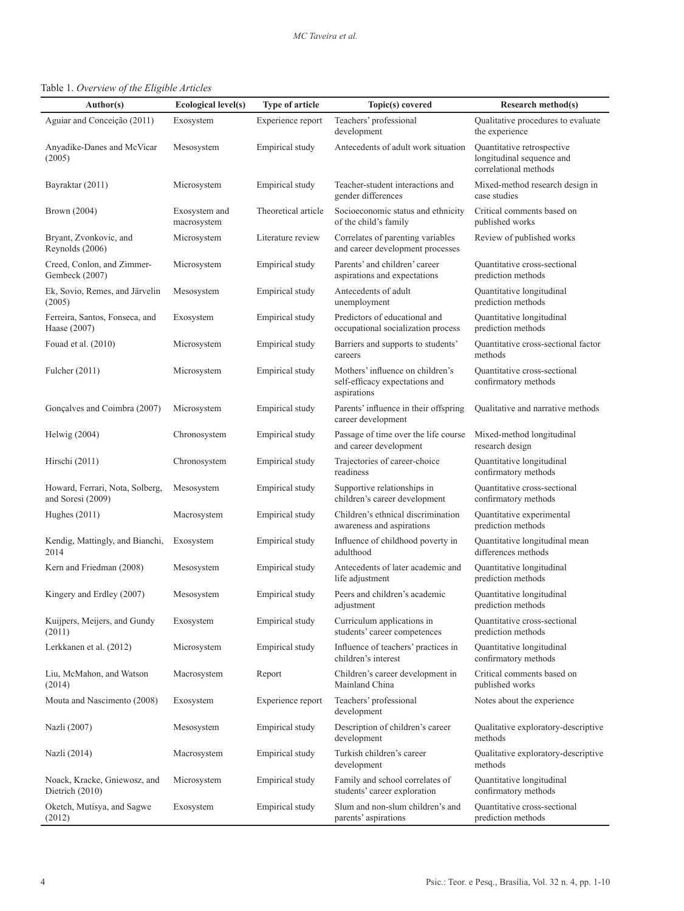Table 1. *Overview of the Eligible Articles*

| Author(s) | Ecological level(s) | Type of article | Topic(s) covered | Research method(s) |
|---|---|---|---|---|
| Aguiar and Conceição (2011) | Exosystem | Experience report | Teachers' professional development | Qualitative procedures to evaluate the experience |
| Anyadike-Danes and McVicar (2005) | Mesosystem | Empirical study | Antecedents of adult work situation | Quantitative retrospective longitudinal sequence and correlational methods |
| Bayraktar (2011) | Microsystem | Empirical study | Teacher-student interactions and gender differences | Mixed-method research design in case studies |
| Brown (2004) | Exosystem and macrosystem | Theoretical article | Socioeconomic status and ethnicity of the child's family | Critical comments based on published works |
| Bryant, Zvonkovic, and Reynolds (2006) | Microsystem | Literature review | Correlates of parenting variables and career development processes | Review of published works |
| Creed, Conlon, and Zimmer-Gembeck (2007) | Microsystem | Empirical study | Parents' and children' career aspirations and expectations | Quantitative cross-sectional prediction methods |
| Ek, Sovio, Remes, and Järvelin (2005) | Mesosystem | Empirical study | Antecedents of adult unemployment | Quantitative longitudinal prediction methods |
| Ferreira, Santos, Fonseca, and Haase (2007) | Exosystem | Empirical study | Predictors of educational and occupational socialization process | Quantitative longitudinal prediction methods |
| Fouad et al. (2010) | Microsystem | Empirical study | Barriers and supports to students' careers | Quantitative cross-sectional factor methods |
| Fulcher (2011) | Microsystem | Empirical study | Mothers' influence on children's self-efficacy expectations and aspirations | Quantitative cross-sectional confirmatory methods |
| Gonçalves and Coimbra (2007) | Microsystem | Empirical study | Parents' influence in their offspring career development | Qualitative and narrative methods |
| Helwig (2004) | Chronosystem | Empirical study | Passage of time over the life course and career development | Mixed-method longitudinal research design |
| Hirschi (2011) | Chronosystem | Empirical study | Trajectories of career-choice readiness | Quantitative longitudinal confirmatory methods |
| Howard, Ferrari, Nota, Solberg, and Soresi (2009) | Mesosystem | Empirical study | Supportive relationships in children's career development | Quantitative cross-sectional confirmatory methods |
| Hughes (2011) | Macrosystem | Empirical study | Children's ethnical discrimination awareness and aspirations | Quantitative experimental prediction methods |
| Kendig, Mattingly, and Bianchi, 2014 | Exosystem | Empirical study | Influence of childhood poverty in adulthood | Quantitative longitudinal mean differences methods |
| Kern and Friedman (2008) | Mesosystem | Empirical study | Antecedents of later academic and life adjustment | Quantitative longitudinal prediction methods |
| Kingery and Erdley (2007) | Mesosystem | Empirical study | Peers and children's academic adjustment | Quantitative longitudinal prediction methods |
| Kuijpers, Meijers, and Gundy (2011) | Exosystem | Empirical study | Curriculum applications in students' career competences | Quantitative cross-sectional prediction methods |
| Lerkkanen et al. (2012) | Microsystem | Empirical study | Influence of teachers' practices in children's interest | Quantitative longitudinal confirmatory methods |
| Liu, McMahon, and Watson (2014) | Macrosystem | Report | Children's career development in Mainland China | Critical comments based on published works |
| Mouta and Nascimento (2008) | Exosystem | Experience report | Teachers' professional development | Notes about the experience |
| Nazli (2007) | Mesosystem | Empirical study | Description of children's career development | Qualitative exploratory-descriptive methods |
| Nazli (2014) | Macrosystem | Empirical study | Turkish children's career development | Qualitative exploratory-descriptive methods |
| Noack, Kracke, Gniewosz, and Dietrich (2010) | Microsystem | Empirical study | Family and school correlates of students' career exploration | Quantitative longitudinal confirmatory methods |
| Oketch, Mutisya, and Sagwe (2012) | Exosystem | Empirical study | Slum and non-slum children's and parents' aspirations | Quantitative cross-sectional prediction methods |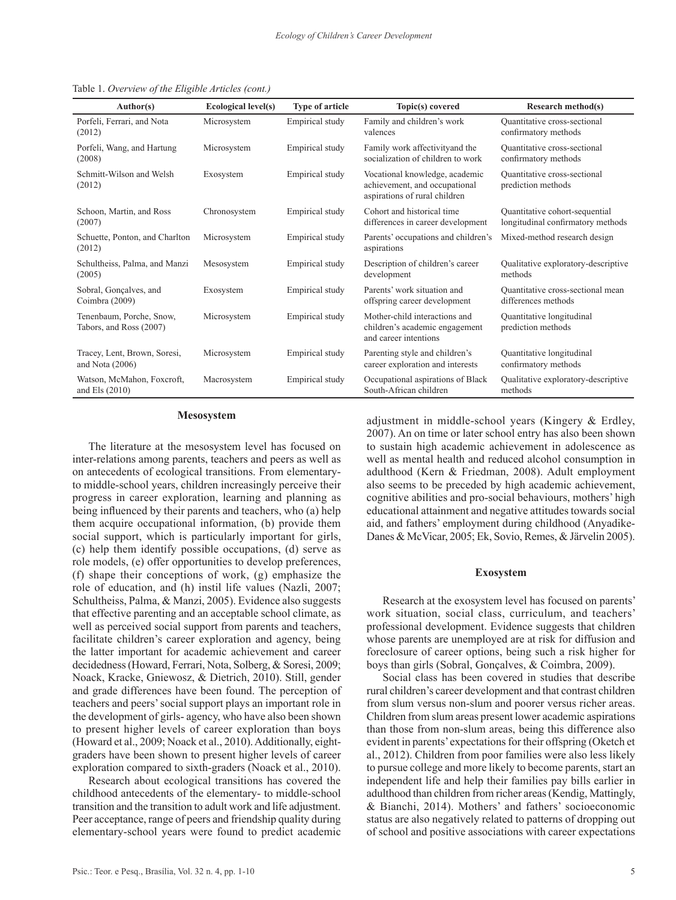Table 1. *Overview of the Eligible Articles (cont.)*

| Author(s) | Ecological level(s) | Type of article | Topic(s) covered | Research method(s) |
|---|---|---|---|---|
| Porfeli, Ferrari, and Nota (2012) | Microsystem | Empirical study | Family and children's work valences | Quantitative cross-sectional confirmatory methods |
| Porfeli, Wang, and Hartung (2008) | Microsystem | Empirical study | Family work affectivityand the socialization of children to work | Quantitative cross-sectional confirmatory methods |
| Schmitt-Wilson and Welsh (2012) | Exosystem | Empirical study | Vocational knowledge, academic achievement, and occupational aspirations of rural children | Quantitative cross-sectional prediction methods |
| Schoon, Martin, and Ross (2007) | Chronosystem | Empirical study | Cohort and historical time differences in career development | Quantitative cohort-sequential longitudinal confirmatory methods |
| Schuette, Ponton, and Charlton (2012) | Microsystem | Empirical study | Parents' occupations and children's aspirations | Mixed-method research design |
| Schultheiss, Palma, and Manzi (2005) | Mesosystem | Empirical study | Description of children's career development | Qualitative exploratory-descriptive methods |
| Sobral, Gonçalves, and Coimbra (2009) | Exosystem | Empirical study | Parents' work situation and offspring career development | Quantitative cross-sectional mean differences methods |
| Tenenbaum, Porche, Snow, Tabors, and Ross (2007) | Microsystem | Empirical study | Mother-child interactions and children's academic engagement and career intentions | Quantitative longitudinal prediction methods |
| Tracey, Lent, Brown, Soresi, and Nota (2006) | Microsystem | Empirical study | Parenting style and children's career exploration and interests | Quantitative longitudinal confirmatory methods |
| Watson, McMahon, Foxcroft, and Els (2010) | Macrosystem | Empirical study | Occupational aspirations of Black South-African children | Qualitative exploratory-descriptive methods |

## Mesosystem

The literature at the mesosystem level has focused on inter-relations among parents, teachers and peers as well as on antecedents of ecological transitions. From elementary-to middle-school years, children increasingly perceive their progress in career exploration, learning and planning as being influenced by their parents and teachers, who (a) help them acquire occupational information, (b) provide them social support, which is particularly important for girls, (c) help them identify possible occupations, (d) serve as role models, (e) offer opportunities to develop preferences, (f) shape their conceptions of work, (g) emphasize the role of education, and (h) instil life values (Nazli, 2007; Schultheiss, Palma, & Manzi, 2005). Evidence also suggests that effective parenting and an acceptable school climate, as well as perceived social support from parents and teachers, facilitate children's career exploration and agency, being the latter important for academic achievement and career decidedness (Howard, Ferrari, Nota, Solberg, & Soresi, 2009; Noack, Kracke, Gniewosz, & Dietrich, 2010). Still, gender and grade differences have been found. The perception of teachers and peers' social support plays an important role in the development of girls- agency, who have also been shown to present higher levels of career exploration than boys (Howard et al., 2009; Noack et al., 2010). Additionally, eight-graders have been shown to present higher levels of career exploration compared to sixth-graders (Noack et al., 2010).

Research about ecological transitions has covered the childhood antecedents of the elementary- to middle-school transition and the transition to adult work and life adjustment. Peer acceptance, range of peers and friendship quality during elementary-school years were found to predict academic adjustment in middle-school years (Kingery & Erdley, 2007). An on time or later school entry has also been shown to sustain high academic achievement in adolescence as well as mental health and reduced alcohol consumption in adulthood (Kern & Friedman, 2008). Adult employment also seems to be preceded by high academic achievement, cognitive abilities and pro-social behaviours, mothers' high educational attainment and negative attitudes towards social aid, and fathers' employment during childhood (Anyadike-Danes & McVicar, 2005; Ek, Sovio, Remes, & Järvelin 2005).

## Exosystem

Research at the exosystem level has focused on parents' work situation, social class, curriculum, and teachers' professional development. Evidence suggests that children whose parents are unemployed are at risk for diffusion and foreclosure of career options, being such a risk higher for boys than girls (Sobral, Gonçalves, & Coimbra, 2009).

Social class has been covered in studies that describe rural children's career development and that contrast children from slum versus non-slum and poorer versus richer areas. Children from slum areas present lower academic aspirations than those from non-slum areas, being this difference also evident in parents' expectations for their offspring (Oketch et al., 2012). Children from poor families were also less likely to pursue college and more likely to become parents, start an independent life and help their families pay bills earlier in adulthood than children from richer areas (Kendig, Mattingly, & Bianchi, 2014). Mothers' and fathers' socioeconomic status are also negatively related to patterns of dropping out of school and positive associations with career expectations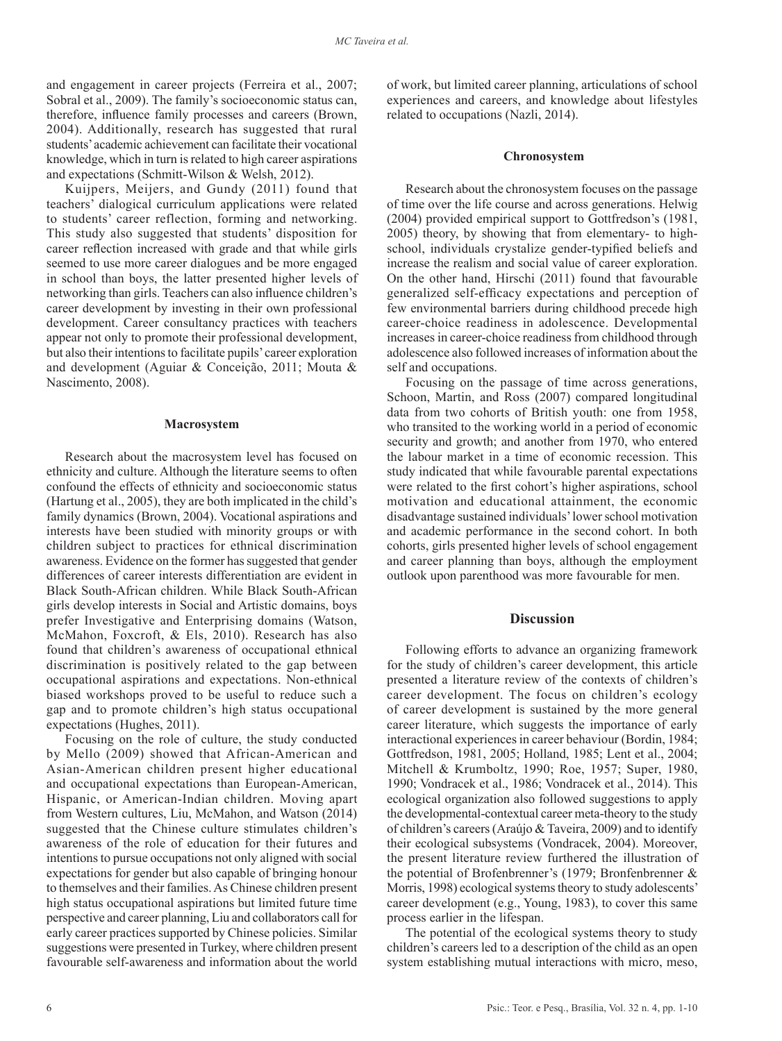and engagement in career projects (Ferreira et al., 2007; Sobral et al., 2009). The family's socioeconomic status can, therefore, influence family processes and careers (Brown, 2004). Additionally, research has suggested that rural students' academic achievement can facilitate their vocational knowledge, which in turn is related to high career aspirations and expectations (Schmitt-Wilson & Welsh, 2012).

Kuijpers, Meijers, and Gundy (2011) found that teachers' dialogical curriculum applications were related to students' career reflection, forming and networking. This study also suggested that students' disposition for career reflection increased with grade and that while girls seemed to use more career dialogues and be more engaged in school than boys, the latter presented higher levels of networking than girls. Teachers can also influence children's career development by investing in their own professional development. Career consultancy practices with teachers appear not only to promote their professional development, but also their intentions to facilitate pupils' career exploration and development (Aguiar & Conceição, 2011; Mouta & Nascimento, 2008).

#### Macrosystem

Research about the macrosystem level has focused on ethnicity and culture. Although the literature seems to often confound the effects of ethnicity and socioeconomic status (Hartung et al., 2005), they are both implicated in the child's family dynamics (Brown, 2004). Vocational aspirations and interests have been studied with minority groups or with children subject to practices for ethnical discrimination awareness. Evidence on the former has suggested that gender differences of career interests differentiation are evident in Black South-African children. While Black South-African girls develop interests in Social and Artistic domains, boys prefer Investigative and Enterprising domains (Watson, McMahon, Foxcroft, & Els, 2010). Research has also found that children's awareness of occupational ethnical discrimination is positively related to the gap between occupational aspirations and expectations. Non-ethnical biased workshops proved to be useful to reduce such a gap and to promote children's high status occupational expectations (Hughes, 2011).

Focusing on the role of culture, the study conducted by Mello (2009) showed that African-American and Asian-American children present higher educational and occupational expectations than European-American, Hispanic, or American-Indian children. Moving apart from Western cultures, Liu, McMahon, and Watson (2014) suggested that the Chinese culture stimulates children's awareness of the role of education for their futures and intentions to pursue occupations not only aligned with social expectations for gender but also capable of bringing honour to themselves and their families. As Chinese children present high status occupational aspirations but limited future time perspective and career planning, Liu and collaborators call for early career practices supported by Chinese policies. Similar suggestions were presented in Turkey, where children present favourable self-awareness and information about the world of work, but limited career planning, articulations of school experiences and careers, and knowledge about lifestyles related to occupations (Nazli, 2014).

#### Chronosystem

Research about the chronosystem focuses on the passage of time over the life course and across generations. Helwig (2004) provided empirical support to Gottfredson's (1981, 2005) theory, by showing that from elementary- to high-school, individuals crystalize gender-typified beliefs and increase the realism and social value of career exploration. On the other hand, Hirschi (2011) found that favourable generalized self-efficacy expectations and perception of few environmental barriers during childhood precede high career-choice readiness in adolescence. Developmental increases in career-choice readiness from childhood through adolescence also followed increases of information about the self and occupations.

Focusing on the passage of time across generations, Schoon, Martin, and Ross (2007) compared longitudinal data from two cohorts of British youth: one from 1958, who transited to the working world in a period of economic security and growth; and another from 1970, who entered the labour market in a time of economic recession. This study indicated that while favourable parental expectations were related to the first cohort's higher aspirations, school motivation and educational attainment, the economic disadvantage sustained individuals' lower school motivation and academic performance in the second cohort. In both cohorts, girls presented higher levels of school engagement and career planning than boys, although the employment outlook upon parenthood was more favourable for men.

### Discussion

Following efforts to advance an organizing framework for the study of children's career development, this article presented a literature review of the contexts of children's career development. The focus on children's ecology of career development is sustained by the more general career literature, which suggests the importance of early interactional experiences in career behaviour (Bordin, 1984; Gottfredson, 1981, 2005; Holland, 1985; Lent et al., 2004; Mitchell & Krumboltz, 1990; Roe, 1957; Super, 1980, 1990; Vondracek et al., 1986; Vondracek et al., 2014). This ecological organization also followed suggestions to apply the developmental-contextual career meta-theory to the study of children's careers (Araújo & Taveira, 2009) and to identify their ecological subsystems (Vondracek, 2004). Moreover, the present literature review furthered the illustration of the potential of Brofenbrenner's (1979; Bronfenbrenner & Morris, 1998) ecological systems theory to study adolescents' career development (e.g., Young, 1983), to cover this same process earlier in the lifespan.

The potential of the ecological systems theory to study children's careers led to a description of the child as an open system establishing mutual interactions with micro, meso,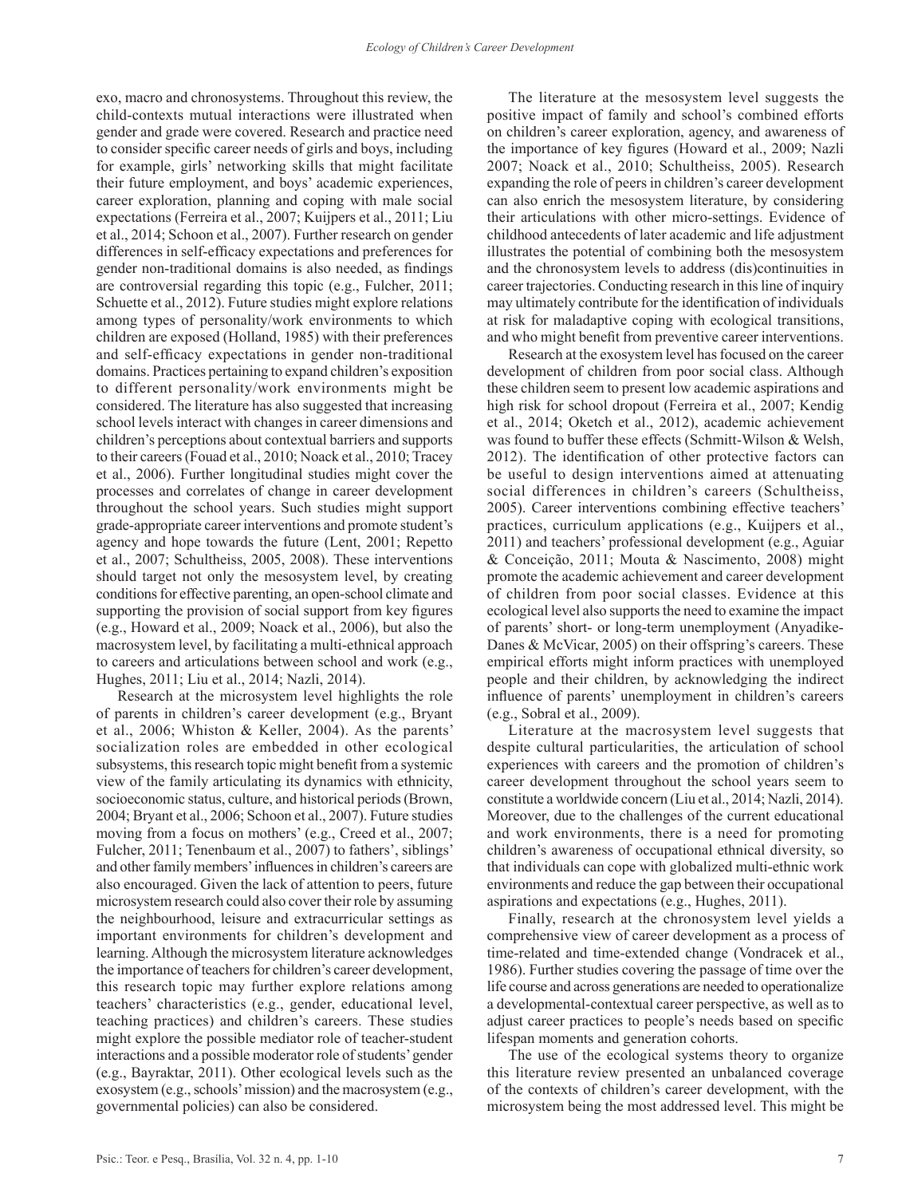exo, macro and chronosystems. Throughout this review, the child-contexts mutual interactions were illustrated when gender and grade were covered. Research and practice need to consider specific career needs of girls and boys, including for example, girls' networking skills that might facilitate their future employment, and boys' academic experiences, career exploration, planning and coping with male social expectations (Ferreira et al., 2007; Kuijpers et al., 2011; Liu et al., 2014; Schoon et al., 2007). Further research on gender differences in self-efficacy expectations and preferences for gender non-traditional domains is also needed, as findings are controversial regarding this topic (e.g., Fulcher, 2011; Schuette et al., 2012). Future studies might explore relations among types of personality/work environments to which children are exposed (Holland, 1985) with their preferences and self-efficacy expectations in gender non-traditional domains. Practices pertaining to expand children's exposition to different personality/work environments might be considered. The literature has also suggested that increasing school levels interact with changes in career dimensions and children's perceptions about contextual barriers and supports to their careers (Fouad et al., 2010; Noack et al., 2010; Tracey et al., 2006). Further longitudinal studies might cover the processes and correlates of change in career development throughout the school years. Such studies might support grade-appropriate career interventions and promote student's agency and hope towards the future (Lent, 2001; Repetto et al., 2007; Schultheiss, 2005, 2008). These interventions should target not only the mesosystem level, by creating conditions for effective parenting, an open-school climate and supporting the provision of social support from key figures (e.g., Howard et al., 2009; Noack et al., 2006), but also the macrosystem level, by facilitating a multi-ethnical approach to careers and articulations between school and work (e.g., Hughes, 2011; Liu et al., 2014; Nazli, 2014).

Research at the microsystem level highlights the role of parents in children's career development (e.g., Bryant et al., 2006; Whiston & Keller, 2004). As the parents' socialization roles are embedded in other ecological subsystems, this research topic might benefit from a systemic view of the family articulating its dynamics with ethnicity, socioeconomic status, culture, and historical periods (Brown, 2004; Bryant et al., 2006; Schoon et al., 2007). Future studies moving from a focus on mothers' (e.g., Creed et al., 2007; Fulcher, 2011; Tenenbaum et al., 2007) to fathers', siblings' and other family members' influences in children's careers are also encouraged. Given the lack of attention to peers, future microsystem research could also cover their role by assuming the neighbourhood, leisure and extracurricular settings as important environments for children's development and learning. Although the microsystem literature acknowledges the importance of teachers for children's career development, this research topic may further explore relations among teachers' characteristics (e.g., gender, educational level, teaching practices) and children's careers. These studies might explore the possible mediator role of teacher-student interactions and a possible moderator role of students' gender (e.g., Bayraktar, 2011). Other ecological levels such as the exosystem (e.g., schools' mission) and the macrosystem (e.g., governmental policies) can also be considered.

The literature at the mesosystem level suggests the positive impact of family and school's combined efforts on children's career exploration, agency, and awareness of the importance of key figures (Howard et al., 2009; Nazli 2007; Noack et al., 2010; Schultheiss, 2005). Research expanding the role of peers in children's career development can also enrich the mesosystem literature, by considering their articulations with other micro-settings. Evidence of childhood antecedents of later academic and life adjustment illustrates the potential of combining both the mesosystem and the chronosystem levels to address (dis)continuities in career trajectories. Conducting research in this line of inquiry may ultimately contribute for the identification of individuals at risk for maladaptive coping with ecological transitions, and who might benefit from preventive career interventions.

Research at the exosystem level has focused on the career development of children from poor social class. Although these children seem to present low academic aspirations and high risk for school dropout (Ferreira et al., 2007; Kendig et al., 2014; Oketch et al., 2012), academic achievement was found to buffer these effects (Schmitt-Wilson & Welsh, 2012). The identification of other protective factors can be useful to design interventions aimed at attenuating social differences in children's careers (Schultheiss, 2005). Career interventions combining effective teachers' practices, curriculum applications (e.g., Kuijpers et al., 2011) and teachers' professional development (e.g., Aguiar & Conceição, 2011; Mouta & Nascimento, 2008) might promote the academic achievement and career development of children from poor social classes. Evidence at this ecological level also supports the need to examine the impact of parents' short- or long-term unemployment (Anyadike-Danes & McVicar, 2005) on their offspring's careers. These empirical efforts might inform practices with unemployed people and their children, by acknowledging the indirect influence of parents' unemployment in children's careers (e.g., Sobral et al., 2009).

Literature at the macrosystem level suggests that despite cultural particularities, the articulation of school experiences with careers and the promotion of children's career development throughout the school years seem to constitute a worldwide concern (Liu et al., 2014; Nazli, 2014). Moreover, due to the challenges of the current educational and work environments, there is a need for promoting children's awareness of occupational ethnical diversity, so that individuals can cope with globalized multi-ethnic work environments and reduce the gap between their occupational aspirations and expectations (e.g., Hughes, 2011).

Finally, research at the chronosystem level yields a comprehensive view of career development as a process of time-related and time-extended change (Vondracek et al., 1986). Further studies covering the passage of time over the life course and across generations are needed to operationalize a developmental-contextual career perspective, as well as to adjust career practices to people's needs based on specific lifespan moments and generation cohorts.

The use of the ecological systems theory to organize this literature review presented an unbalanced coverage of the contexts of children's career development, with the microsystem being the most addressed level. This might be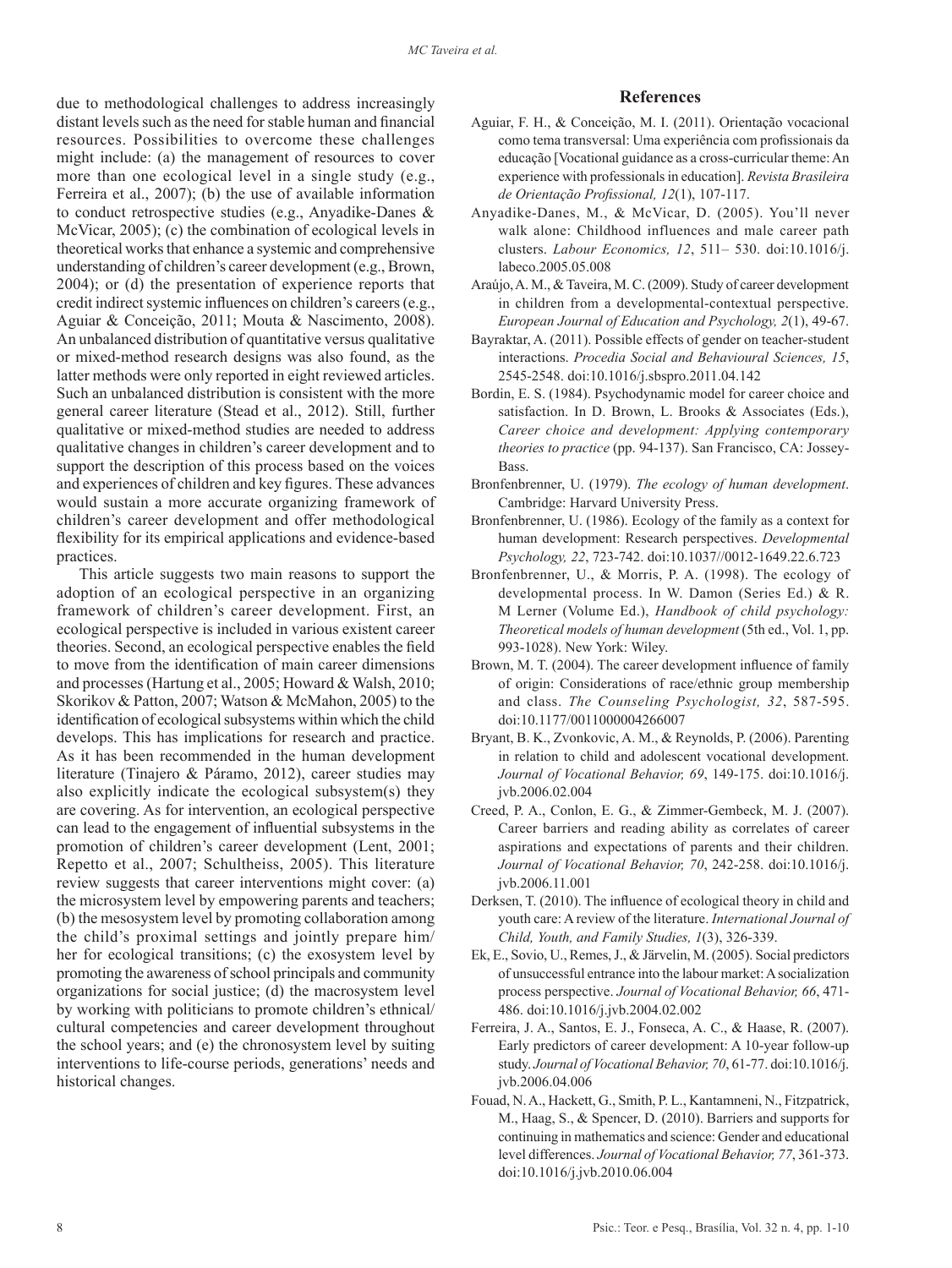due to methodological challenges to address increasingly distant levels such as the need for stable human and financial resources. Possibilities to overcome these challenges might include: (a) the management of resources to cover more than one ecological level in a single study (e.g., Ferreira et al., 2007); (b) the use of available information to conduct retrospective studies (e.g., Anyadike-Danes & McVicar, 2005); (c) the combination of ecological levels in theoretical works that enhance a systemic and comprehensive understanding of children's career development (e.g., Brown, 2004); or (d) the presentation of experience reports that credit indirect systemic influences on children's careers (e.g., Aguiar & Conceição, 2011; Mouta & Nascimento, 2008). An unbalanced distribution of quantitative versus qualitative or mixed-method research designs was also found, as the latter methods were only reported in eight reviewed articles. Such an unbalanced distribution is consistent with the more general career literature (Stead et al., 2012). Still, further qualitative or mixed-method studies are needed to address qualitative changes in children's career development and to support the description of this process based on the voices and experiences of children and key figures. These advances would sustain a more accurate organizing framework of children's career development and offer methodological flexibility for its empirical applications and evidence-based practices.

This article suggests two main reasons to support the adoption of an ecological perspective in an organizing framework of children's career development. First, an ecological perspective is included in various existent career theories. Second, an ecological perspective enables the field to move from the identification of main career dimensions and processes (Hartung et al., 2005; Howard & Walsh, 2010; Skorikov & Patton, 2007; Watson & McMahon, 2005) to the identification of ecological subsystems within which the child develops. This has implications for research and practice. As it has been recommended in the human development literature (Tinajero & Páramo, 2012), career studies may also explicitly indicate the ecological subsystem(s) they are covering. As for intervention, an ecological perspective can lead to the engagement of influential subsystems in the promotion of children's career development (Lent, 2001; Repetto et al., 2007; Schultheiss, 2005). This literature review suggests that career interventions might cover: (a) the microsystem level by empowering parents and teachers; (b) the mesosystem level by promoting collaboration among the child's proximal settings and jointly prepare him/her for ecological transitions; (c) the exosystem level by promoting the awareness of school principals and community organizations for social justice; (d) the macrosystem level by working with politicians to promote children's ethnical/cultural competencies and career development throughout the school years; and (e) the chronosystem level by suiting interventions to life-course periods, generations' needs and historical changes.

## References

Aguiar, F. H., & Conceição, M. I. (2011). Orientação vocacional como tema transversal: Uma experiência com profissionais da educação [Vocational guidance as a cross-curricular theme: An experience with professionals in education]. *Revista Brasileira de Orientação Profissional, 12*(1), 107-117.

Anyadike-Danes, M., & McVicar, D. (2005). You'll never walk alone: Childhood influences and male career path clusters. *Labour Economics, 12*, 511– 530. doi:10.1016/j.labeco.2005.05.008

Araújo, A. M., & Taveira, M. C. (2009). Study of career development in children from a developmental-contextual perspective. *European Journal of Education and Psychology, 2*(1), 49-67.

Bayraktar, A. (2011). Possible effects of gender on teacher-student interactions. *Procedia Social and Behavioural Sciences, 15*, 2545-2548. doi:10.1016/j.sbspro.2011.04.142

Bordin, E. S. (1984). Psychodynamic model for career choice and satisfaction. In D. Brown, L. Brooks & Associates (Eds.), *Career choice and development: Applying contemporary theories to practice* (pp. 94-137). San Francisco, CA: Jossey-Bass.

Bronfenbrenner, U. (1979). *The ecology of human development*. Cambridge: Harvard University Press.

Bronfenbrenner, U. (1986). Ecology of the family as a context for human development: Research perspectives. *Developmental Psychology, 22*, 723-742. doi:10.1037//0012-1649.22.6.723

Bronfenbrenner, U., & Morris, P. A. (1998). The ecology of developmental process. In W. Damon (Series Ed.) & R. M Lerner (Volume Ed.), *Handbook of child psychology: Theoretical models of human development* (5th ed., Vol. 1, pp. 993-1028). New York: Wiley.

Brown, M. T. (2004). The career development influence of family of origin: Considerations of race/ethnic group membership and class. *The Counseling Psychologist, 32*, 587-595. doi:10.1177/0011000004266007

Bryant, B. K., Zvonkovic, A. M., & Reynolds, P. (2006). Parenting in relation to child and adolescent vocational development. *Journal of Vocational Behavior, 69*, 149-175. doi:10.1016/j.jvb.2006.02.004

Creed, P. A., Conlon, E. G., & Zimmer-Gembeck, M. J. (2007). Career barriers and reading ability as correlates of career aspirations and expectations of parents and their children. *Journal of Vocational Behavior, 70*, 242-258. doi:10.1016/j.jvb.2006.11.001

Derksen, T. (2010). The influence of ecological theory in child and youth care: A review of the literature. *International Journal of Child, Youth, and Family Studies, 1*(3), 326-339.

Ek, E., Sovio, U., Remes, J., & Järvelin, M. (2005). Social predictors of unsuccessful entrance into the labour market: A socialization process perspective. *Journal of Vocational Behavior, 66*, 471-486. doi:10.1016/j.jvb.2004.02.002

Ferreira, J. A., Santos, E. J., Fonseca, A. C., & Haase, R. (2007). Early predictors of career development: A 10-year follow-up study. *Journal of Vocational Behavior, 70*, 61-77. doi:10.1016/j.jvb.2006.04.006

Fouad, N. A., Hackett, G., Smith, P. L., Kantamneni, N., Fitzpatrick, M., Haag, S., & Spencer, D. (2010). Barriers and supports for continuing in mathematics and science: Gender and educational level differences. *Journal of Vocational Behavior, 77*, 361-373. doi:10.1016/j.jvb.2010.06.004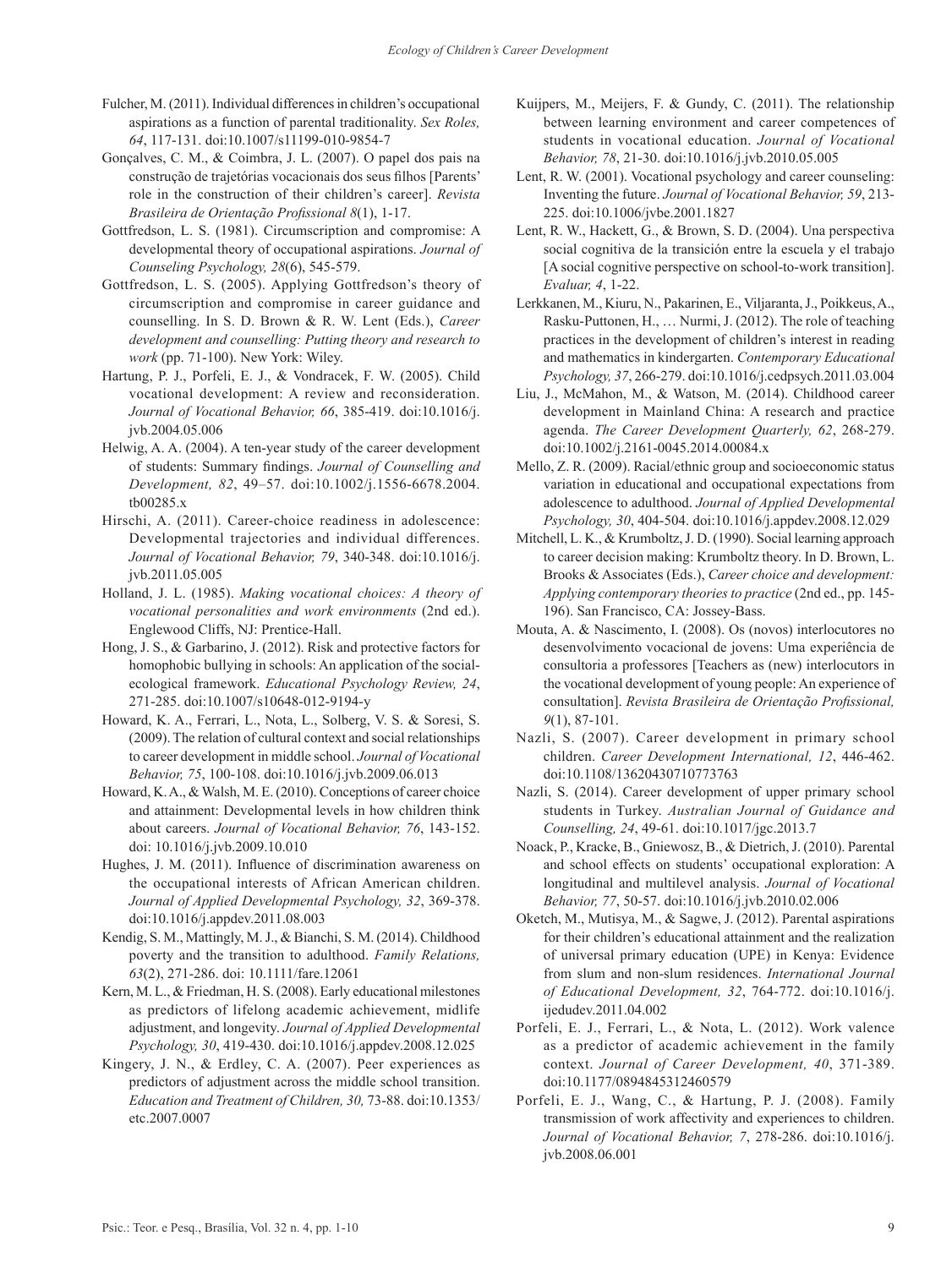Fulcher, M. (2011). Individual differences in children's occupational aspirations as a function of parental traditionality. *Sex Roles, 64*, 117-131. doi:10.1007/s11199-010-9854-7

Gonçalves, C. M., & Coimbra, J. L. (2007). O papel dos pais na construção de trajetórias vocacionais dos seus filhos [Parents' role in the construction of their children's career]. *Revista Brasileira de Orientação Profissional 8*(1), 1-17.

Gottfredson, L. S. (1981). Circumscription and compromise: A developmental theory of occupational aspirations. *Journal of Counseling Psychology, 28*(6), 545-579.

Gottfredson, L. S. (2005). Applying Gottfredson's theory of circumscription and compromise in career guidance and counselling. In S. D. Brown & R. W. Lent (Eds.), *Career development and counselling: Putting theory and research to work* (pp. 71-100). New York: Wiley.

Hartung, P. J., Porfeli, E. J., & Vondracek, F. W. (2005). Child vocational development: A review and reconsideration. *Journal of Vocational Behavior, 66*, 385-419. doi:10.1016/j.jvb.2004.05.006

Helwig, A. A. (2004). A ten-year study of the career development of students: Summary findings. *Journal of Counselling and Development, 82*, 49–57. doi:10.1002/j.1556-6678.2004.tb00285.x

Hirschi, A. (2011). Career-choice readiness in adolescence: Developmental trajectories and individual differences. *Journal of Vocational Behavior, 79*, 340-348. doi:10.1016/j.jvb.2011.05.005

Holland, J. L. (1985). *Making vocational choices: A theory of vocational personalities and work environments* (2nd ed.). Englewood Cliffs, NJ: Prentice-Hall.

Hong, J. S., & Garbarino, J. (2012). Risk and protective factors for homophobic bullying in schools: An application of the social-ecological framework. *Educational Psychology Review, 24*, 271-285. doi:10.1007/s10648-012-9194-y

Howard, K. A., Ferrari, L., Nota, L., Solberg, V. S. & Soresi, S. (2009). The relation of cultural context and social relationships to career development in middle school. *Journal of Vocational Behavior, 75*, 100-108. doi:10.1016/j.jvb.2009.06.013

Howard, K. A., & Walsh, M. E. (2010). Conceptions of career choice and attainment: Developmental levels in how children think about careers. *Journal of Vocational Behavior, 76*, 143-152. doi: 10.1016/j.jvb.2009.10.010

Hughes, J. M. (2011). Influence of discrimination awareness on the occupational interests of African American children. *Journal of Applied Developmental Psychology, 32*, 369-378. doi:10.1016/j.appdev.2011.08.003

Kendig, S. M., Mattingly, M. J., & Bianchi, S. M. (2014). Childhood poverty and the transition to adulthood. *Family Relations, 63*(2), 271-286. doi: 10.1111/fare.12061

Kern, M. L., & Friedman, H. S. (2008). Early educational milestones as predictors of lifelong academic achievement, midlife adjustment, and longevity. *Journal of Applied Developmental Psychology, 30*, 419-430. doi:10.1016/j.appdev.2008.12.025

Kingery, J. N., & Erdley, C. A. (2007). Peer experiences as predictors of adjustment across the middle school transition. *Education and Treatment of Children, 30,* 73-88. doi:10.1353/etc.2007.0007

Kuijpers, M., Meijers, F. & Gundy, C. (2011). The relationship between learning environment and career competences of students in vocational education. *Journal of Vocational Behavior, 78*, 21-30. doi:10.1016/j.jvb.2010.05.005

Lent, R. W. (2001). Vocational psychology and career counseling: Inventing the future. *Journal of Vocational Behavior, 59*, 213-225. doi:10.1006/jvbe.2001.1827

Lent, R. W., Hackett, G., & Brown, S. D. (2004). Una perspectiva social cognitiva de la transición entre la escuela y el trabajo [A social cognitive perspective on school-to-work transition]. *Evaluar, 4*, 1-22.

Lerkkanen, M., Kiuru, N., Pakarinen, E., Viljaranta, J., Poikkeus, A., Rasku-Puttonen, H., … Nurmi, J. (2012). The role of teaching practices in the development of children's interest in reading and mathematics in kindergarten. *Contemporary Educational Psychology, 37*, 266-279. doi:10.1016/j.cedpsych.2011.03.004

Liu, J., McMahon, M., & Watson, M. (2014). Childhood career development in Mainland China: A research and practice agenda. *The Career Development Quarterly, 62*, 268-279. doi:10.1002/j.2161-0045.2014.00084.x

Mello, Z. R. (2009). Racial/ethnic group and socioeconomic status variation in educational and occupational expectations from adolescence to adulthood. *Journal of Applied Developmental Psychology, 30*, 404-504. doi:10.1016/j.appdev.2008.12.029

Mitchell, L. K., & Krumboltz, J. D. (1990). Social learning approach to career decision making: Krumboltz theory. In D. Brown, L. Brooks & Associates (Eds.), *Career choice and development: Applying contemporary theories to practice* (2nd ed., pp. 145-196). San Francisco, CA: Jossey-Bass.

Mouta, A. & Nascimento, I. (2008). Os (novos) interlocutores no desenvolvimento vocacional de jovens: Uma experiência de consultoria a professores [Teachers as (new) interlocutors in the vocational development of young people: An experience of consultation]. *Revista Brasileira de Orientação Profissional, 9*(1), 87-101.

Nazli, S. (2007). Career development in primary school children. *Career Development International, 12*, 446-462. doi:10.1108/13620430710773763

Nazli, S. (2014). Career development of upper primary school students in Turkey. *Australian Journal of Guidance and Counselling, 24*, 49-61. doi:10.1017/jgc.2013.7

Noack, P., Kracke, B., Gniewosz, B., & Dietrich, J. (2010). Parental and school effects on students' occupational exploration: A longitudinal and multilevel analysis. *Journal of Vocational Behavior, 77*, 50-57. doi:10.1016/j.jvb.2010.02.006

Oketch, M., Mutisya, M., & Sagwe, J. (2012). Parental aspirations for their children's educational attainment and the realization of universal primary education (UPE) in Kenya: Evidence from slum and non-slum residences. *International Journal of Educational Development, 32*, 764-772. doi:10.1016/j.ijedudev.2011.04.002

Porfeli, E. J., Ferrari, L., & Nota, L. (2012). Work valence as a predictor of academic achievement in the family context. *Journal of Career Development, 40*, 371-389. doi:10.1177/0894845312460579

Porfeli, E. J., Wang, C., & Hartung, P. J. (2008). Family transmission of work affectivity and experiences to children. *Journal of Vocational Behavior, 7*, 278-286. doi:10.1016/j.jvb.2008.06.001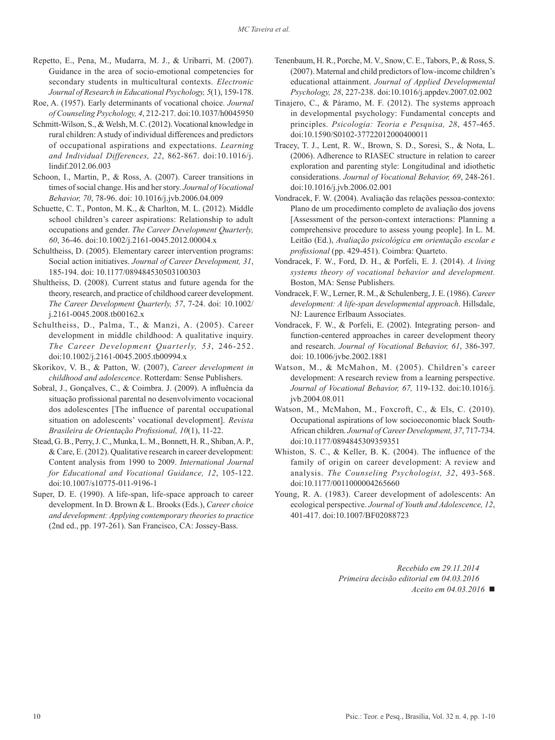Repetto, E., Pena, M., Mudarra, M. J., & Uribarri, M. (2007). Guidance in the area of socio-emotional competencies for secondary students in multicultural contexts. *Electronic Journal of Research in Educational Psychology, 5*(1), 159-178.

Roe, A. (1957). Early determinants of vocational choice. *Journal of Counseling Psychology, 4*, 212-217. doi:10.1037/h0045950

Schmitt-Wilson, S., & Welsh, M. C. (2012). Vocational knowledge in rural children: A study of individual differences and predictors of occupational aspirations and expectations. *Learning and Individual Differences, 22*, 862-867. doi:10.1016/j.lindif.2012.06.003

Schoon, I., Martin, P., & Ross, A. (2007). Career transitions in times of social change. His and her story. *Journal of Vocational Behavior, 70*, 78-96. doi: 10.1016/j.jvb.2006.04.009

Schuette, C. T., Ponton, M. K., & Charlton, M. L. (2012). Middle school children's career aspirations: Relationship to adult occupations and gender. *The Career Development Quarterly, 60*, 36-46. doi:10.1002/j.2161-0045.2012.00004.x

Schultheiss, D. (2005). Elementary career intervention programs: Social action initiatives. *Journal of Career Development, 31*, 185-194. doi: 10.1177/089484530503100303

Shultheiss, D. (2008). Current status and future agenda for the theory, research, and practice of childhood career development. *The Career Development Quarterly, 57*, 7-24. doi: 10.1002/j.2161-0045.2008.tb00162.x

Schultheiss, D., Palma, T., & Manzi, A. (2005). Career development in middle childhood: A qualitative inquiry. *The Career Development Quarterly, 53*, 246-252. doi:10.1002/j.2161-0045.2005.tb00994.x

Skorikov, V. B., & Patton, W. (2007), *Career development in childhood and adolescence*. Rotterdam: Sense Publishers.

Sobral, J., Gonçalves, C., & Coimbra. J. (2009). A influência da situação profissional parental no desenvolvimento vocacional dos adolescentes [The influence of parental occupational situation on adolescents' vocational development]. *Revista Brasileira de Orientação Profissional, 10*(1), 11-22.

Stead, G. B., Perry, J. C., Munka, L. M., Bonnett, H. R., Shiban, A. P., & Care, E. (2012). Qualitative research in career development: Content analysis from 1990 to 2009. *International Journal for Educational and Vocational Guidance, 12*, 105-122. doi:10.1007/s10775-011-9196-1

Super, D. E. (1990). A life-span, life-space approach to career development. In D. Brown & L. Brooks (Eds.), *Career choice and development: Applying contemporary theories to practice* (2nd ed., pp. 197-261). San Francisco, CA: Jossey-Bass.

Tenenbaum, H. R., Porche, M. V., Snow, C. E., Tabors, P., & Ross, S. (2007). Maternal and child predictors of low-income children's educational attainment. *Journal of Applied Developmental Psychology, 28*, 227-238. doi:10.1016/j.appdev.2007.02.002

Tinajero, C., & Páramo, M. F. (2012). The systems approach in developmental psychology: Fundamental concepts and principles. *Psicologia: Teoria e Pesquisa, 28*, 457-465. doi:10.1590/S0102-37722012000400011

Tracey, T. J., Lent, R. W., Brown, S. D., Soresi, S., & Nota, L. (2006). Adherence to RIASEC structure in relation to career exploration and parenting style: Longitudinal and idiothetic considerations. *Journal of Vocational Behavior, 69*, 248-261. doi:10.1016/j.jvb.2006.02.001

Vondracek, F. W. (2004). Avaliação das relações pessoa-contexto: Plano de um procedimento completo de avaliação dos jovens [Assessment of the person-context interactions: Planning a comprehensive procedure to assess young people]. In L. M. Leitão (Ed.), *Avaliação psicológica em orientação escolar e profissional* (pp. 429-451). Coimbra: Quarteto.

Vondracek, F. W., Ford, D. H., & Porfeli, E. J. (2014). *A living systems theory of vocational behavior and development.* Boston, MA: Sense Publishers.

Vondracek, F. W., Lerner, R. M., & Schulenberg, J. E. (1986). *Career development: A life-span developmental approach*. Hillsdale, NJ: Laurence Erlbaum Associates.

Vondracek, F. W., & Porfeli, E. (2002). Integrating person- and function-centered approaches in career development theory and research. *Journal of Vocational Behavior, 61*, 386-397. doi: 10.1006/jvbe.2002.1881

Watson, M., & McMahon, M. (2005). Children's career development: A research review from a learning perspective. *Journal of Vocational Behavior, 67,* 119-132. doi:10.1016/j.jvb.2004.08.011

Watson, M., McMahon, M., Foxcroft, C., & Els, C. (2010). Occupational aspirations of low socioeconomic black South-African children. *Journal of Career Development, 37*, 717-734. doi:10.1177/0894845309359351

Whiston, S. C., & Keller, B. K. (2004). The influence of the family of origin on career development: A review and analysis. *The Counseling Psychologist, 32*, 493-568. doi:10.1177/0011000004265660

Young, R. A. (1983). Career development of adolescents: An ecological perspective. *Journal of Youth and Adolescence, 12*, 401-417. doi:10.1007/BF02088723

*Recebido em 29.11.2014*
*Primeira decisão editorial em 04.03.2016*
*Aceito em 04.03.2016* ■